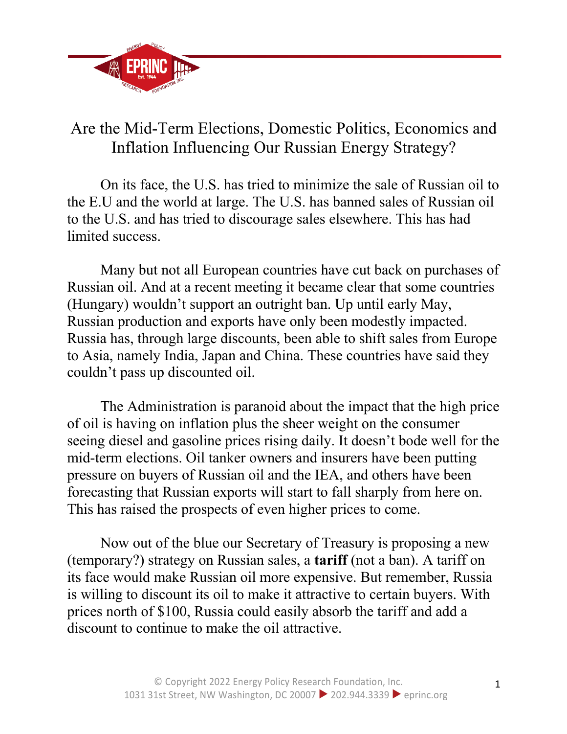# Are the Mid-Term Elections, Domestic Politics, Economics and Inflation Influencing Our Russian Energy Strategy?

On its face, the U.S. has tried to minimize the sale of Russian oil to the E.U and the world at large. The U.S. has banned sales of Russian oil to the U.S. and has tried to discourage sales elsewhere. This has had limited success.

Many but not all European countries have cut back on purchases of Russian oil. And at a recent meeting it became clear that some countries (Hungary) wouldn't support an outright ban. Up until early May, Russian production and exports have only been modestly impacted. Russia has, through large discounts, been able to shift sales from Europe to Asia, namely India, Japan and China. These countries have said they couldn't pass up discounted oil.

The Administration is paranoid about the impact that the high price of oil is having on inflation plus the sheer weight on the consumer seeing diesel and gasoline prices rising daily. It doesn't bode well for the mid-term elections. Oil tanker owners and insurers have been putting pressure on buyers of Russian oil and the IEA, and others have been forecasting that Russian exports will start to fall sharply from here on. This has raised the prospects of even higher prices to come.

Now out of the blue our Secretary of Treasury is proposing a new (temporary?) strategy on Russian sales, a **tariff** (not a ban). A tariff on its face would make Russian oil more expensive. But remember, Russia is willing to discount its oil to make it attractive to certain buyers. With prices north of $100, Russia could easily absorb the tariff and add a discount to continue to make the oil attractive.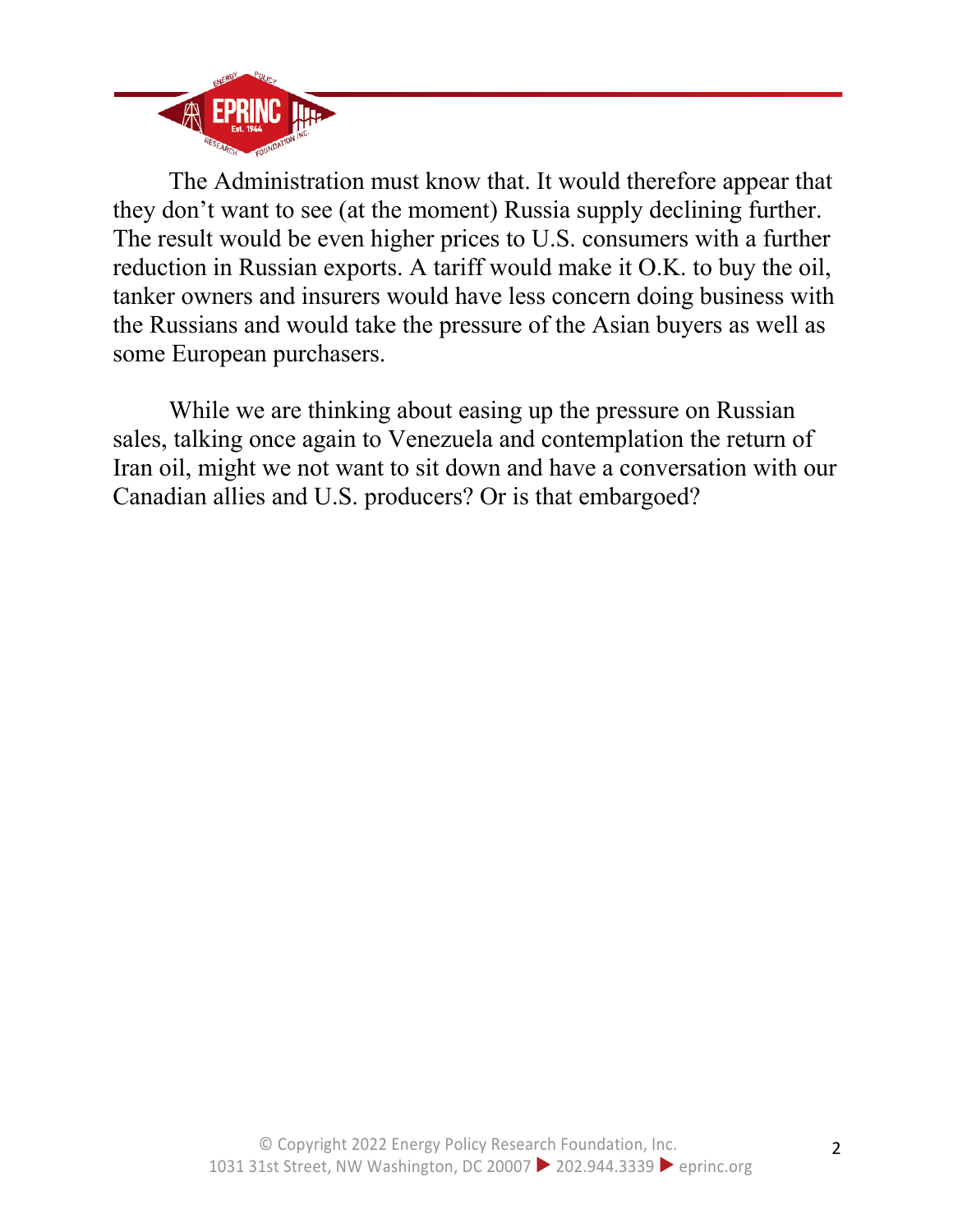The Administration must know that. It would therefore appear that they don't want to see (at the moment) Russia supply declining further. The result would be even higher prices to U.S. consumers with a further reduction in Russian exports. A tariff would make it O.K. to buy the oil, tanker owners and insurers would have less concern doing business with the Russians and would take the pressure of the Asian buyers as well as some European purchasers.

While we are thinking about easing up the pressure on Russian sales, talking once again to Venezuela and contemplation the return of Iran oil, might we not want to sit down and have a conversation with our Canadian allies and U.S. producers? Or is that embargoed?